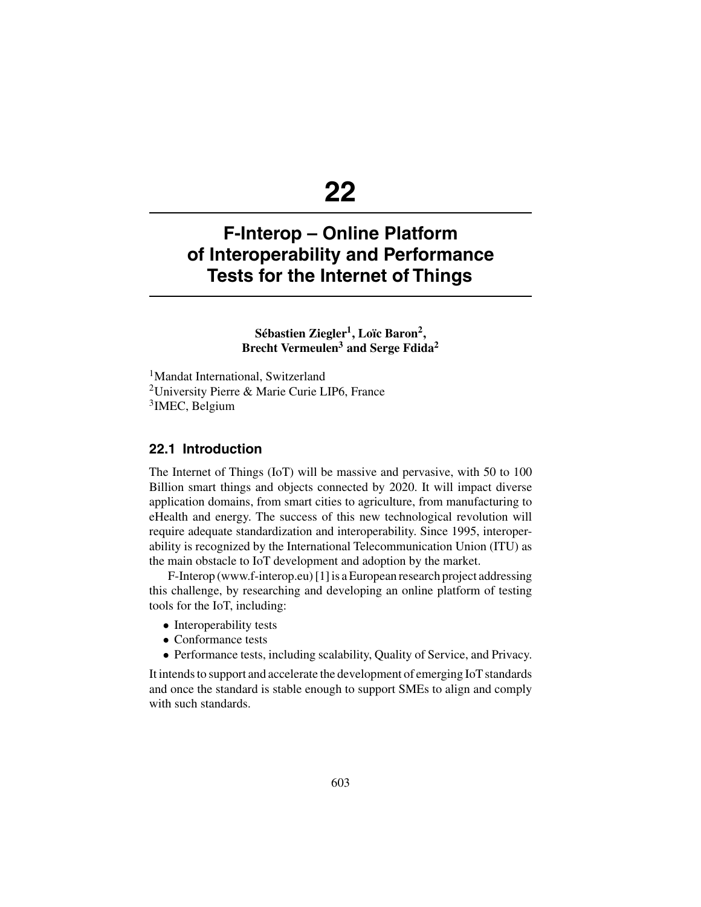# 22

# F-Interop – Online Platform of Interoperability and Performance Tests for the Internet of Things

**Sébastien Ziegler[1], Loïc Baron[2], Brecht Vermeulen[3] and Serge Fdida[2]**

[1]Mandat International, Switzerland
[2]University Pierre & Marie Curie LIP6, France
[3]IMEC, Belgium

## 22.1 Introduction

The Internet of Things (IoT) will be massive and pervasive, with 50 to 100 Billion smart things and objects connected by 2020. It will impact diverse application domains, from smart cities to agriculture, from manufacturing to eHealth and energy. The success of this new technological revolution will require adequate standardization and interoperability. Since 1995, interoperability is recognized by the International Telecommunication Union (ITU) as the main obstacle to IoT development and adoption by the market.

F-Interop (www.f-interop.eu) [1] is a European research project addressing this challenge, by researching and developing an online platform of testing tools for the IoT, including:

- Interoperability tests
- Conformance tests
- Performance tests, including scalability, Quality of Service, and Privacy.

It intends to support and accelerate the development of emerging IoT standards and once the standard is stable enough to support SMEs to align and comply with such standards.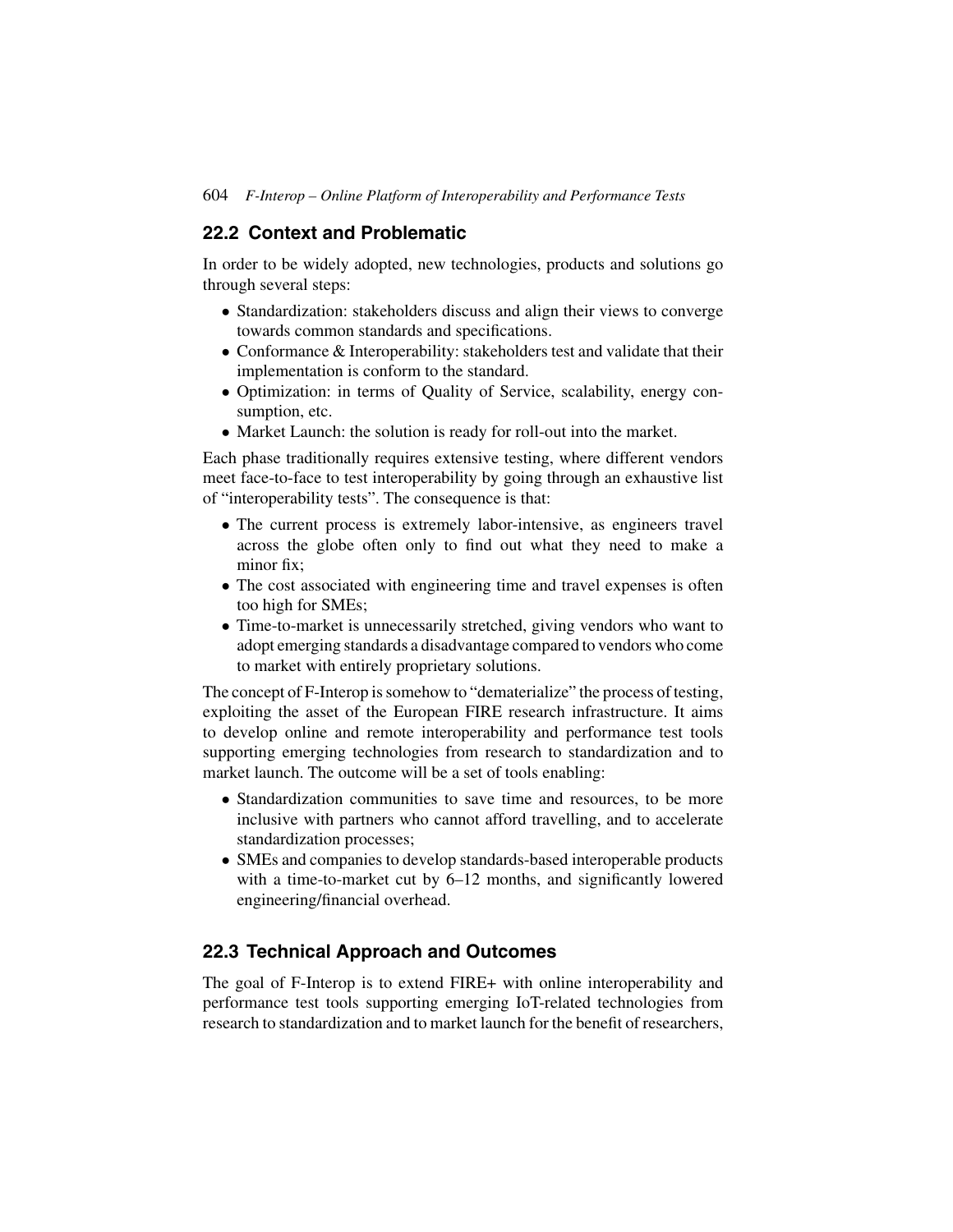## 22.2 Context and Problematic

In order to be widely adopted, new technologies, products and solutions go through several steps:

- Standardization: stakeholders discuss and align their views to converge towards common standards and specifications.
- Conformance & Interoperability: stakeholders test and validate that their implementation is conform to the standard.
- Optimization: in terms of Quality of Service, scalability, energy consumption, etc.
- Market Launch: the solution is ready for roll-out into the market.

Each phase traditionally requires extensive testing, where different vendors meet face-to-face to test interoperability by going through an exhaustive list of "interoperability tests". The consequence is that:

- The current process is extremely labor-intensive, as engineers travel across the globe often only to find out what they need to make a minor fix;
- The cost associated with engineering time and travel expenses is often too high for SMEs;
- Time-to-market is unnecessarily stretched, giving vendors who want to adopt emerging standards a disadvantage compared to vendors who come to market with entirely proprietary solutions.

The concept of F-Interop is somehow to "dematerialize" the process of testing, exploiting the asset of the European FIRE research infrastructure. It aims to develop online and remote interoperability and performance test tools supporting emerging technologies from research to standardization and to market launch. The outcome will be a set of tools enabling:

- Standardization communities to save time and resources, to be more inclusive with partners who cannot afford travelling, and to accelerate standardization processes;
- SMEs and companies to develop standards-based interoperable products with a time-to-market cut by 6–12 months, and significantly lowered engineering/financial overhead.

## 22.3 Technical Approach and Outcomes

The goal of F-Interop is to extend FIRE+ with online interoperability and performance test tools supporting emerging IoT-related technologies from research to standardization and to market launch for the benefit of researchers,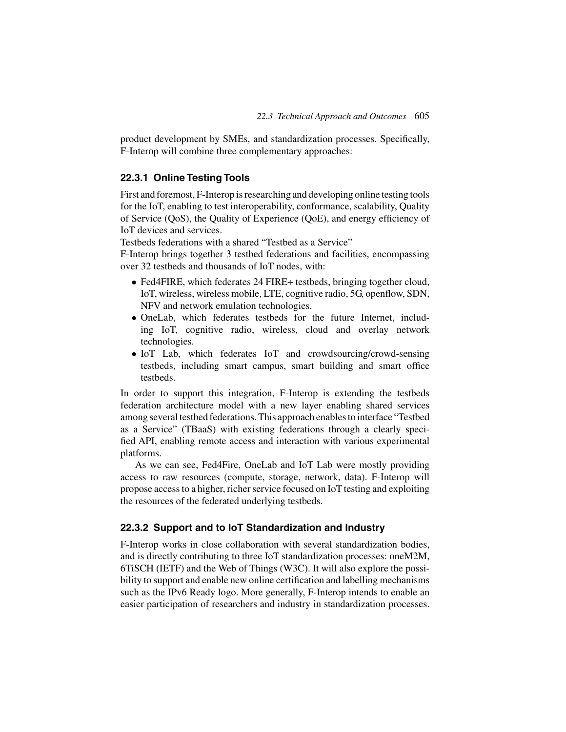product development by SMEs, and standardization processes. Specifically, F-Interop will combine three complementary approaches:

### 22.3.1 Online Testing Tools

First and foremost, F-Interop is researching and developing online testing tools for the IoT, enabling to test interoperability, conformance, scalability, Quality of Service (QoS), the Quality of Experience (QoE), and energy efficiency of IoT devices and services.

Testbeds federations with a shared "Testbed as a Service"

F-Interop brings together 3 testbed federations and facilities, encompassing over 32 testbeds and thousands of IoT nodes, with:

- Fed4FIRE, which federates 24 FIRE+ testbeds, bringing together cloud, IoT, wireless, wireless mobile, LTE, cognitive radio, 5G, openflow, SDN, NFV and network emulation technologies.
- OneLab, which federates testbeds for the future Internet, including IoT, cognitive radio, wireless, cloud and overlay network technologies.
- IoT Lab, which federates IoT and crowdsourcing/crowd-sensing testbeds, including smart campus, smart building and smart office testbeds.

In order to support this integration, F-Interop is extending the testbeds federation architecture model with a new layer enabling shared services among several testbed federations. This approach enables to interface "Testbed as a Service" (TBaaS) with existing federations through a clearly specified API, enabling remote access and interaction with various experimental platforms.

As we can see, Fed4Fire, OneLab and IoT Lab were mostly providing access to raw resources (compute, storage, network, data). F-Interop will propose access to a higher, richer service focused on IoT testing and exploiting the resources of the federated underlying testbeds.

### 22.3.2 Support and to IoT Standardization and Industry

F-Interop works in close collaboration with several standardization bodies, and is directly contributing to three IoT standardization processes: oneM2M, 6TiSCH (IETF) and the Web of Things (W3C). It will also explore the possibility to support and enable new online certification and labelling mechanisms such as the IPv6 Ready logo. More generally, F-Interop intends to enable an easier participation of researchers and industry in standardization processes.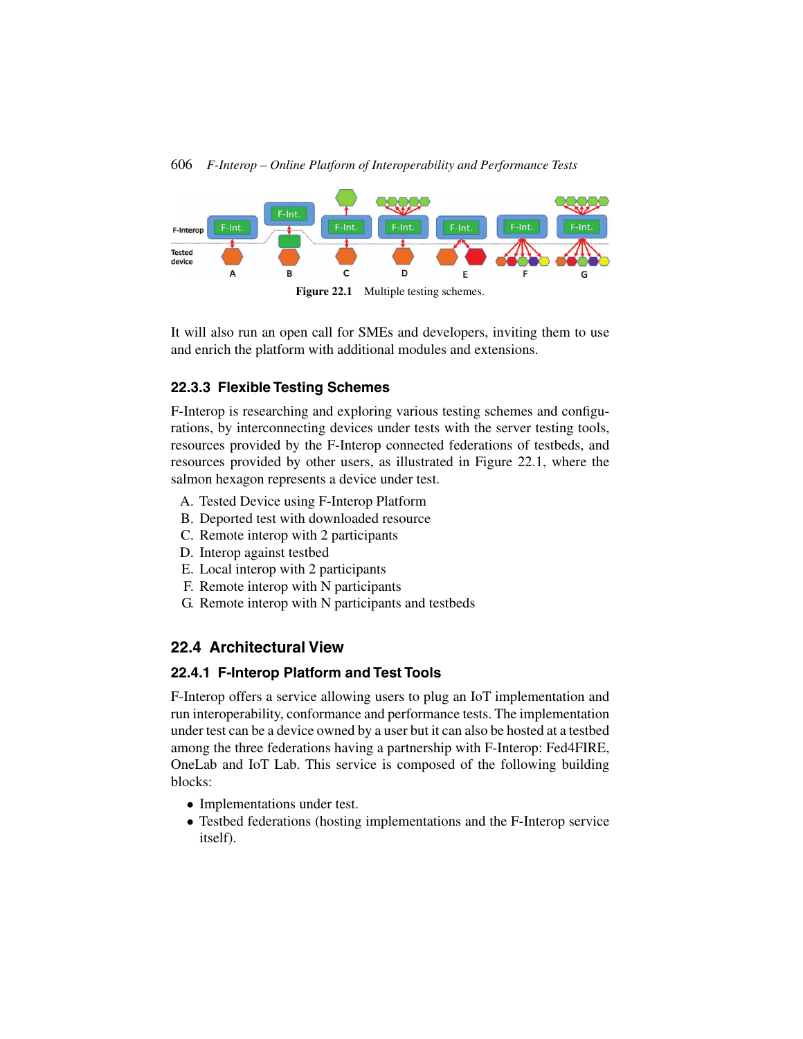Figure 22.1 Multiple testing schemes.

It will also run an open call for SMEs and developers, inviting them to use and enrich the platform with additional modules and extensions.

### 22.3.3 Flexible Testing Schemes

F-Interop is researching and exploring various testing schemes and configurations, by interconnecting devices under tests with the server testing tools, resources provided by the F-Interop connected federations of testbeds, and resources provided by other users, as illustrated in Figure 22.1, where the salmon hexagon represents a device under test.

A. Tested Device using F-Interop Platform
B. Deported test with downloaded resource
C. Remote interop with 2 participants
D. Interop against testbed
E. Local interop with 2 participants
F. Remote interop with N participants
G. Remote interop with N participants and testbeds

## 22.4 Architectural View

### 22.4.1 F-Interop Platform and Test Tools

F-Interop offers a service allowing users to plug an IoT implementation and run interoperability, conformance and performance tests. The implementation under test can be a device owned by a user but it can also be hosted at a testbed among the three federations having a partnership with F-Interop: Fed4FIRE, OneLab and IoT Lab. This service is composed of the following building blocks:

- Implementations under test.
- Testbed federations (hosting implementations and the F-Interop service itself).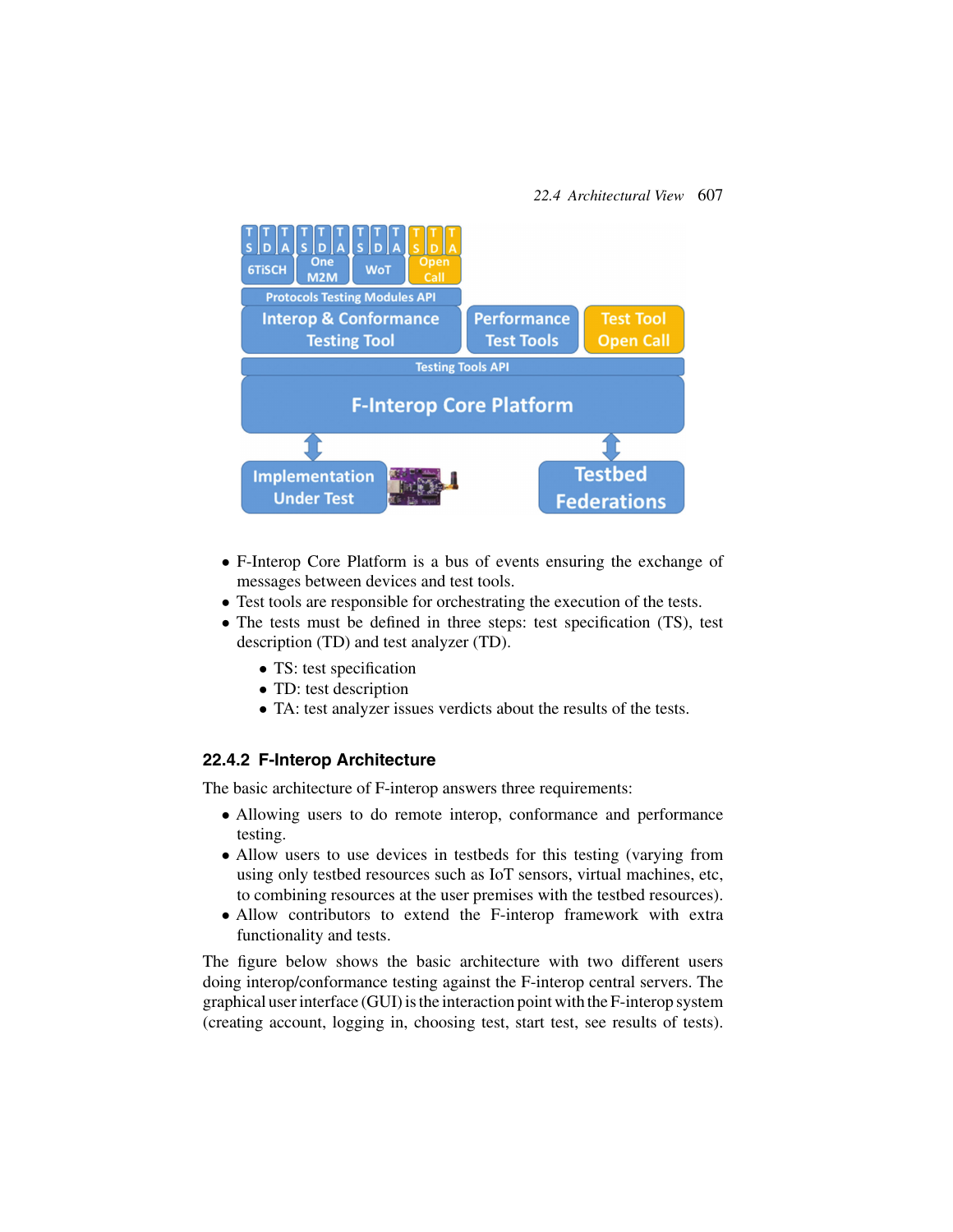- F-Interop Core Platform is a bus of events ensuring the exchange of messages between devices and test tools.
- Test tools are responsible for orchestrating the execution of the tests.
- The tests must be defined in three steps: test specification (TS), test description (TD) and test analyzer (TD).
  - TS: test specification
  - TD: test description
  - TA: test analyzer issues verdicts about the results of the tests.

### 22.4.2 F-Interop Architecture

The basic architecture of F-interop answers three requirements:

- Allowing users to do remote interop, conformance and performance testing.
- Allow users to use devices in testbeds for this testing (varying from using only testbed resources such as IoT sensors, virtual machines, etc, to combining resources at the user premises with the testbed resources).
- Allow contributors to extend the F-interop framework with extra functionality and tests.

The figure below shows the basic architecture with two different users doing interop/conformance testing against the F-interop central servers. The graphical user interface (GUI) is the interaction point with the F-interop system (creating account, logging in, choosing test, start test, see results of tests).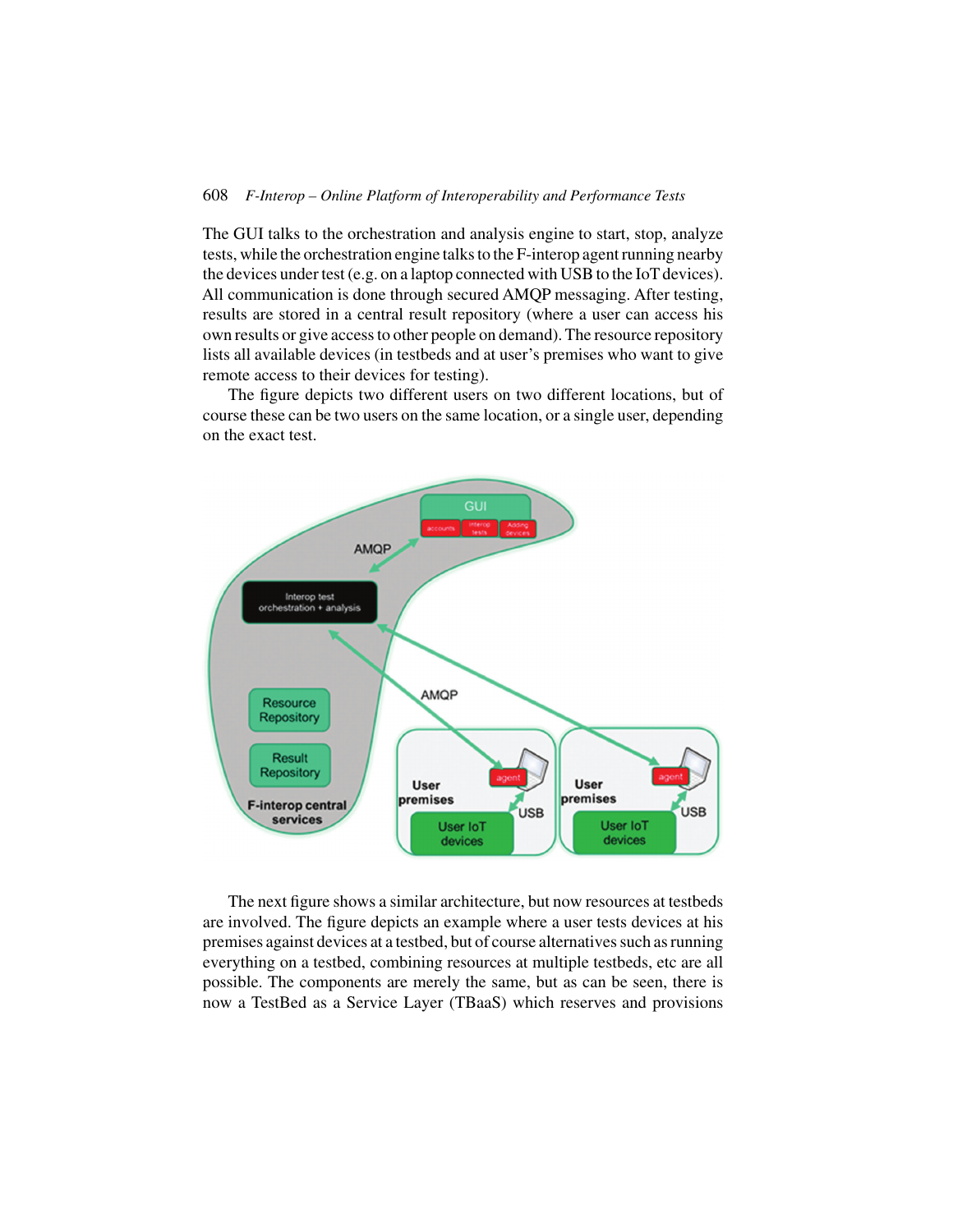The GUI talks to the orchestration and analysis engine to start, stop, analyze tests, while the orchestration engine talks to the F-interop agent running nearby the devices under test (e.g. on a laptop connected with USB to the IoT devices). All communication is done through secured AMQP messaging. After testing, results are stored in a central result repository (where a user can access his own results or give access to other people on demand). The resource repository lists all available devices (in testbeds and at user's premises who want to give remote access to their devices for testing).

The figure depicts two different users on two different locations, but of course these can be two users on the same location, or a single user, depending on the exact test.

The next figure shows a similar architecture, but now resources at testbeds are involved. The figure depicts an example where a user tests devices at his premises against devices at a testbed, but of course alternatives such as running everything on a testbed, combining resources at multiple testbeds, etc are all possible. The components are merely the same, but as can be seen, there is now a TestBed as a Service Layer (TBaaS) which reserves and provisions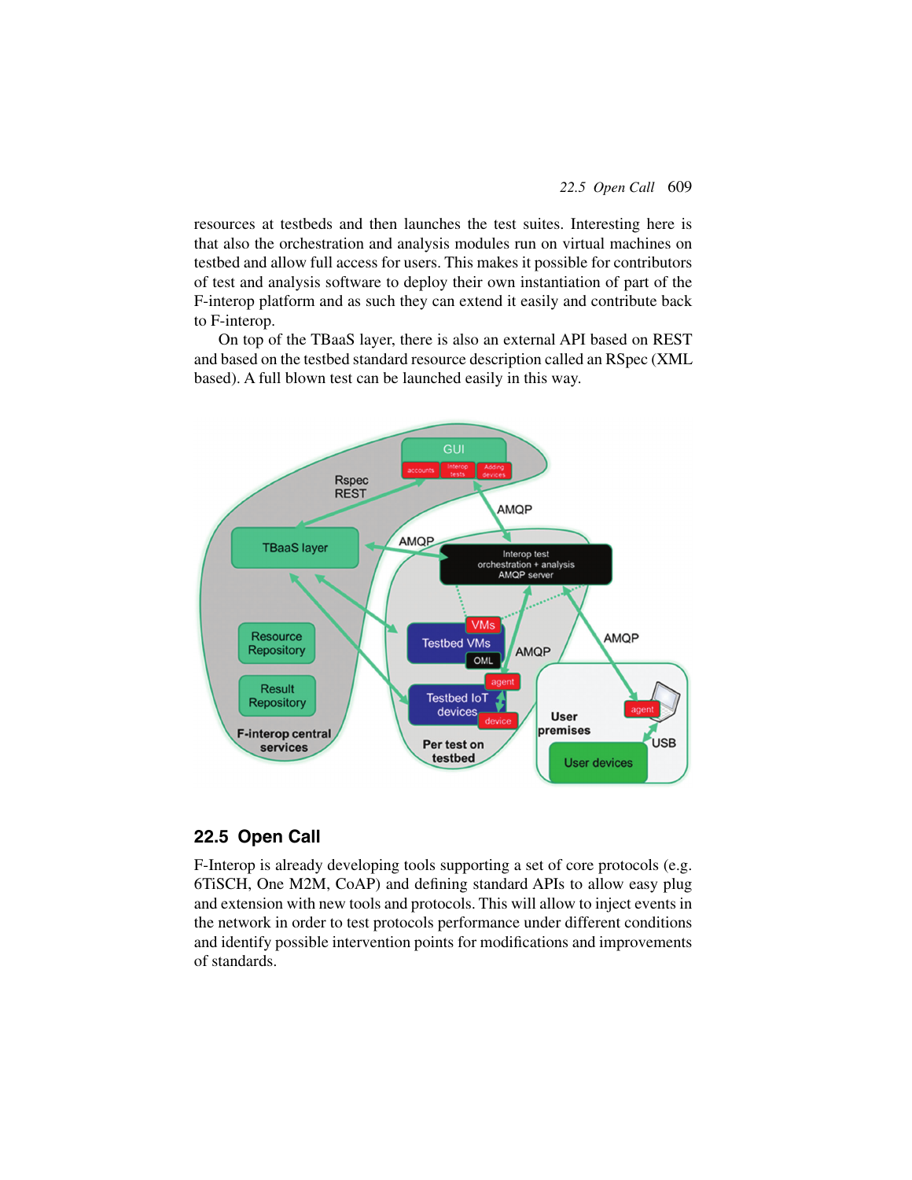resources at testbeds and then launches the test suites. Interesting here is that also the orchestration and analysis modules run on virtual machines on testbed and allow full access for users. This makes it possible for contributors of test and analysis software to deploy their own instantiation of part of the F-interop platform and as such they can extend it easily and contribute back to F-interop.

On top of the TBaaS layer, there is also an external API based on REST and based on the testbed standard resource description called an RSpec (XML based). A full blown test can be launched easily in this way.

## 22.5 Open Call

F-Interop is already developing tools supporting a set of core protocols (e.g. 6TiSCH, One M2M, CoAP) and defining standard APIs to allow easy plug and extension with new tools and protocols. This will allow to inject events in the network in order to test protocols performance under different conditions and identify possible intervention points for modifications and improvements of standards.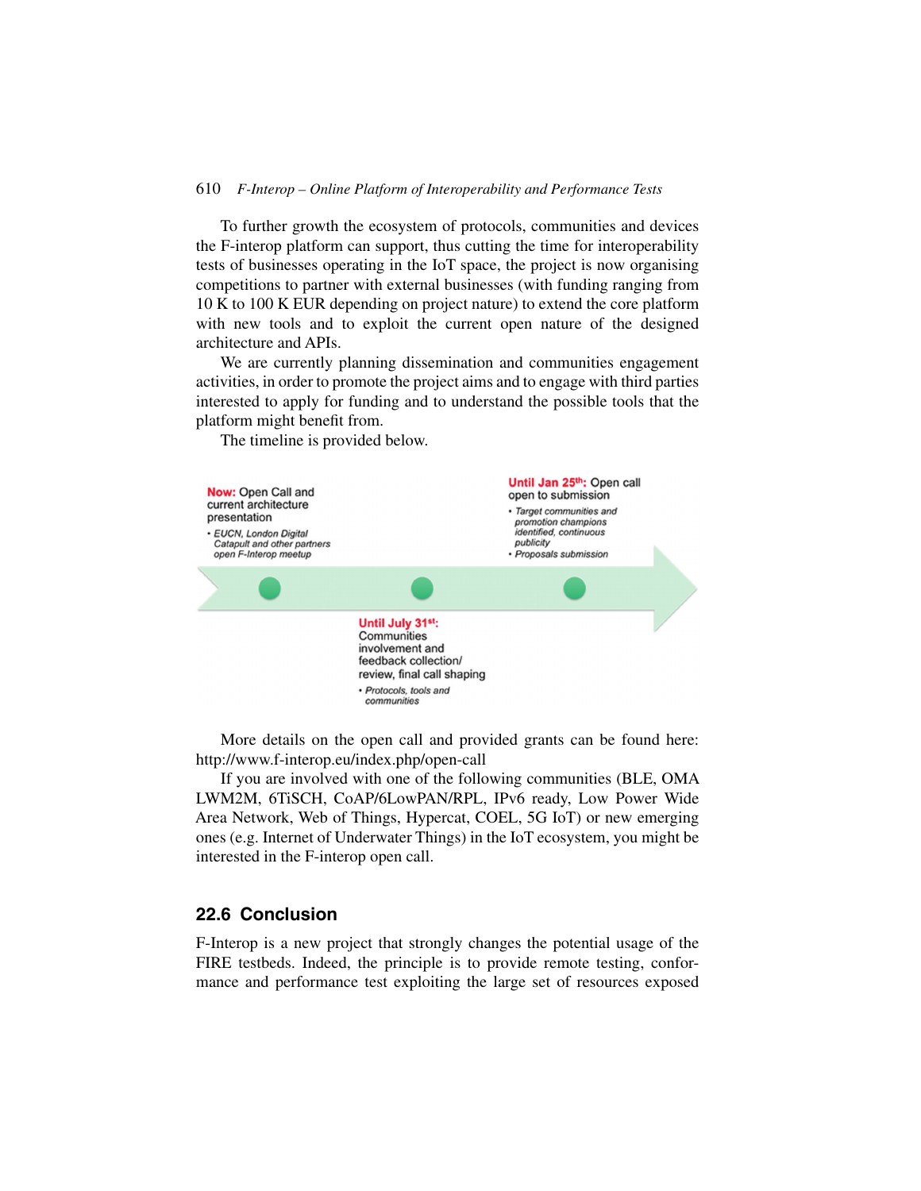To further growth the ecosystem of protocols, communities and devices the F-interop platform can support, thus cutting the time for interoperability tests of businesses operating in the IoT space, the project is now organising competitions to partner with external businesses (with funding ranging from 10 K to 100 K EUR depending on project nature) to extend the core platform with new tools and to exploit the current open nature of the designed architecture and APIs.

We are currently planning dissemination and communities engagement activities, in order to promote the project aims and to engage with third parties interested to apply for funding and to understand the possible tools that the platform might benefit from.

The timeline is provided below.

**Now:** Open Call and current architecture presentation
- *EUCN, London Digital Catapult and other partners open F-Interop meetup*

**Until July 31st:** Communities involvement and feedback collection/ review, final call shaping
- *Protocols, tools and communities*

**Until Jan 25th:** Open call open to submission
- *Target communities and promotion champions identified, continuous publicity*
- *Proposals submission*

More details on the open call and provided grants can be found here: http://www.f-interop.eu/index.php/open-call

If you are involved with one of the following communities (BLE, OMA LWM2M, 6TiSCH, CoAP/6LowPAN/RPL, IPv6 ready, Low Power Wide Area Network, Web of Things, Hypercat, COEL, 5G IoT) or new emerging ones (e.g. Internet of Underwater Things) in the IoT ecosystem, you might be interested in the F-interop open call.

## 22.6 Conclusion

F-Interop is a new project that strongly changes the potential usage of the FIRE testbeds. Indeed, the principle is to provide remote testing, conformance and performance test exploiting the large set of resources exposed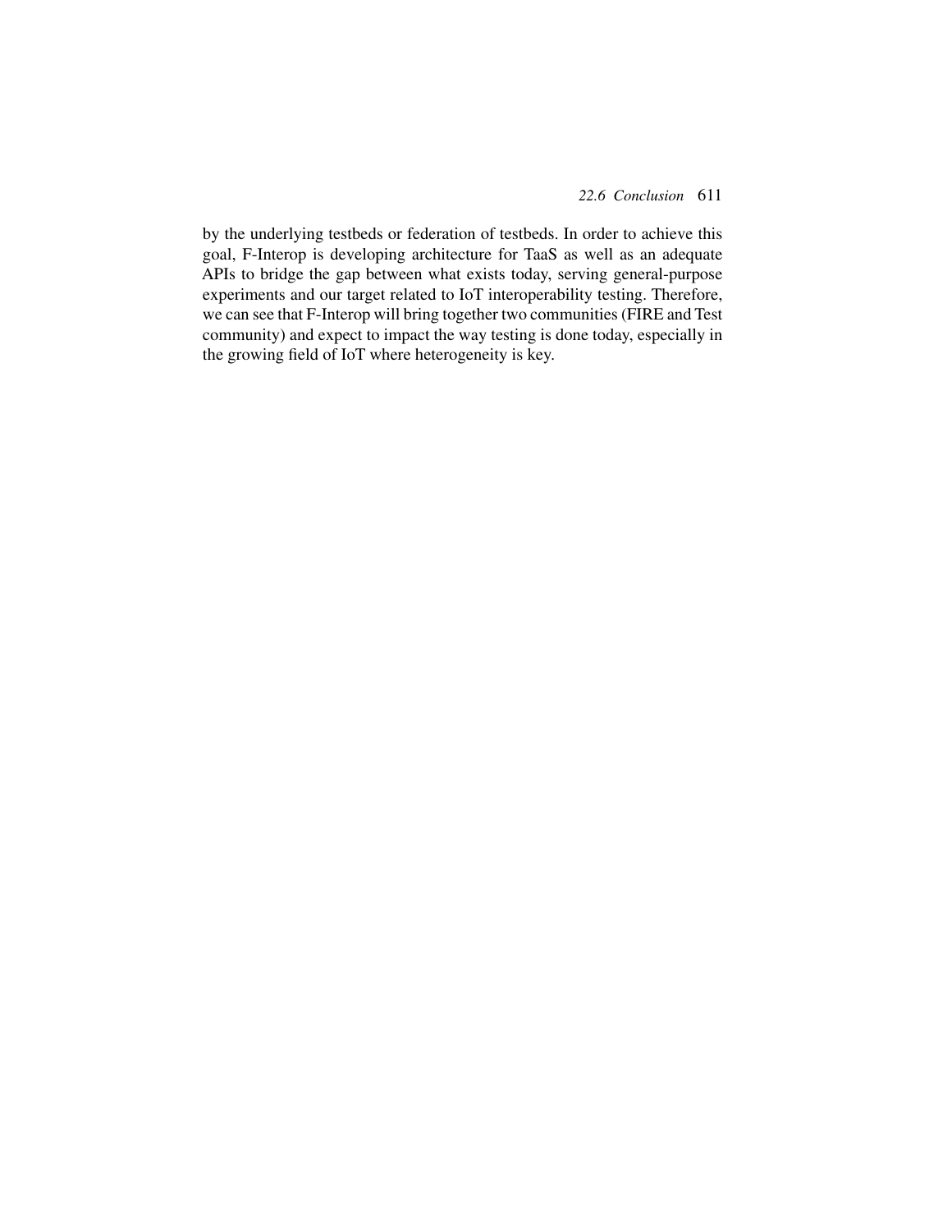by the underlying testbeds or federation of testbeds. In order to achieve this goal, F-Interop is developing architecture for TaaS as well as an adequate APIs to bridge the gap between what exists today, serving general-purpose experiments and our target related to IoT interoperability testing. Therefore, we can see that F-Interop will bring together two communities (FIRE and Test community) and expect to impact the way testing is done today, especially in the growing field of IoT where heterogeneity is key.